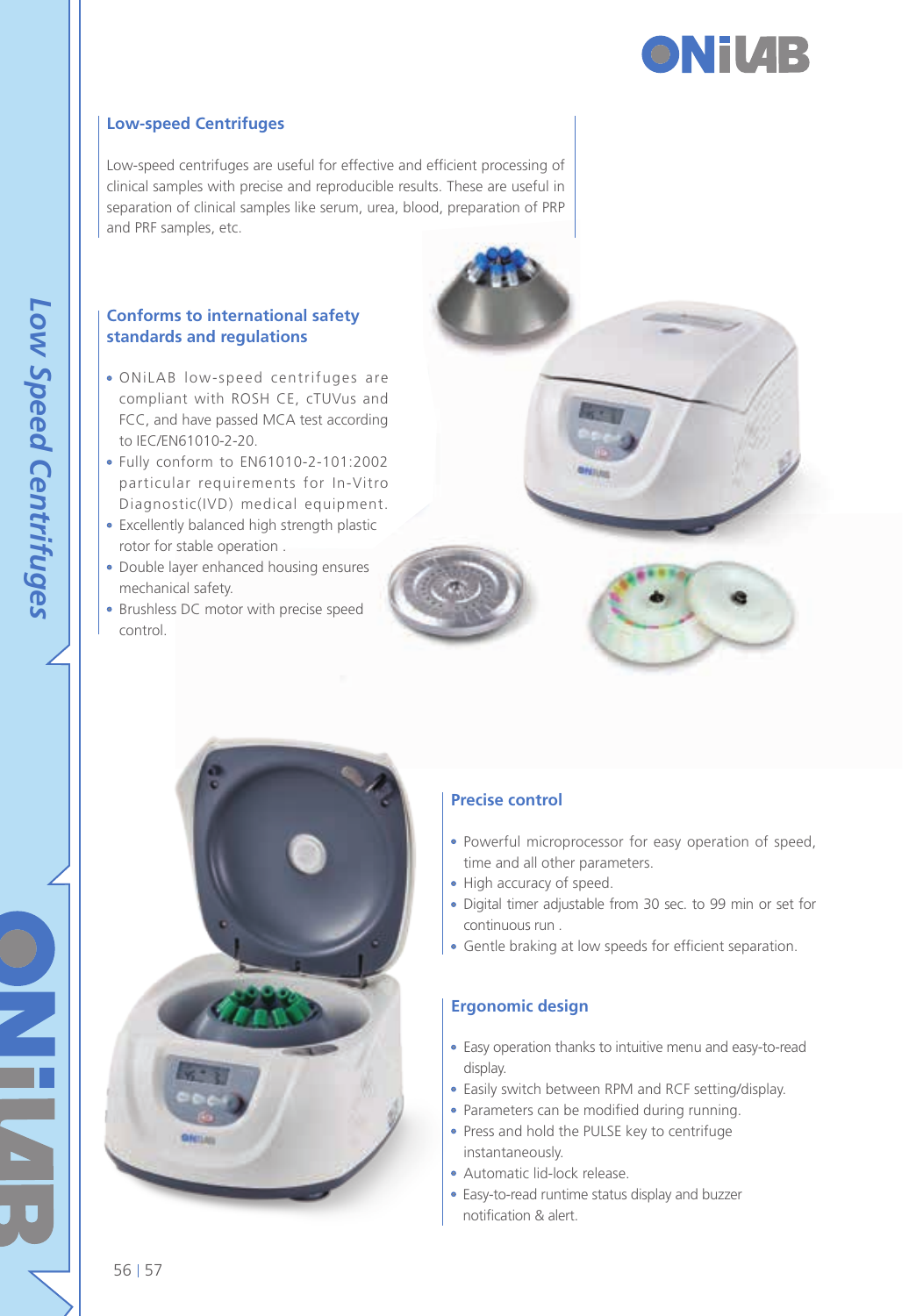## Low-speed Centrifuges

Low-speed centrifuges are useful for effective and efficient processing of clinical samples with precise and reproducible results. These are useful in separation of clinical samples like serum, urea, blood, preparation of PRP and PRF samples, etc.

### Conforms to international safety standards and regulations

- ONiLAB low-speed centrifuges are compliant with ROSH CE, cTUVus and FCC, and have passed MCA test according to IEC/EN61010-2-20.
- Fully conform to EN61010-2-101:2002 particular requirements for In-Vitro Diagnostic(IVD) medical equipment.
- Excellently balanced high strength plastic rotor for stable operation .
- Double layer enhanced housing ensures mechanical safety.
- Brushless DC motor with precise speed control.

### Precise control

- Powerful microprocessor for easy operation of speed, time and all other parameters.
- High accuracy of speed.
- Digital timer adjustable from 30 sec. to 99 min or set for continuous run .
- Gentle braking at low speeds for efficient separation.

### Ergonomic design

- Easy operation thanks to intuitive menu and easy-to-read display.
- Easily switch between RPM and RCF setting/display.
- Parameters can be modified during running.
- Press and hold the PULSE key to centrifuge instantaneously.
- Automatic lid-lock release.
- Easy-to-read runtime status display and buzzer notification & alert.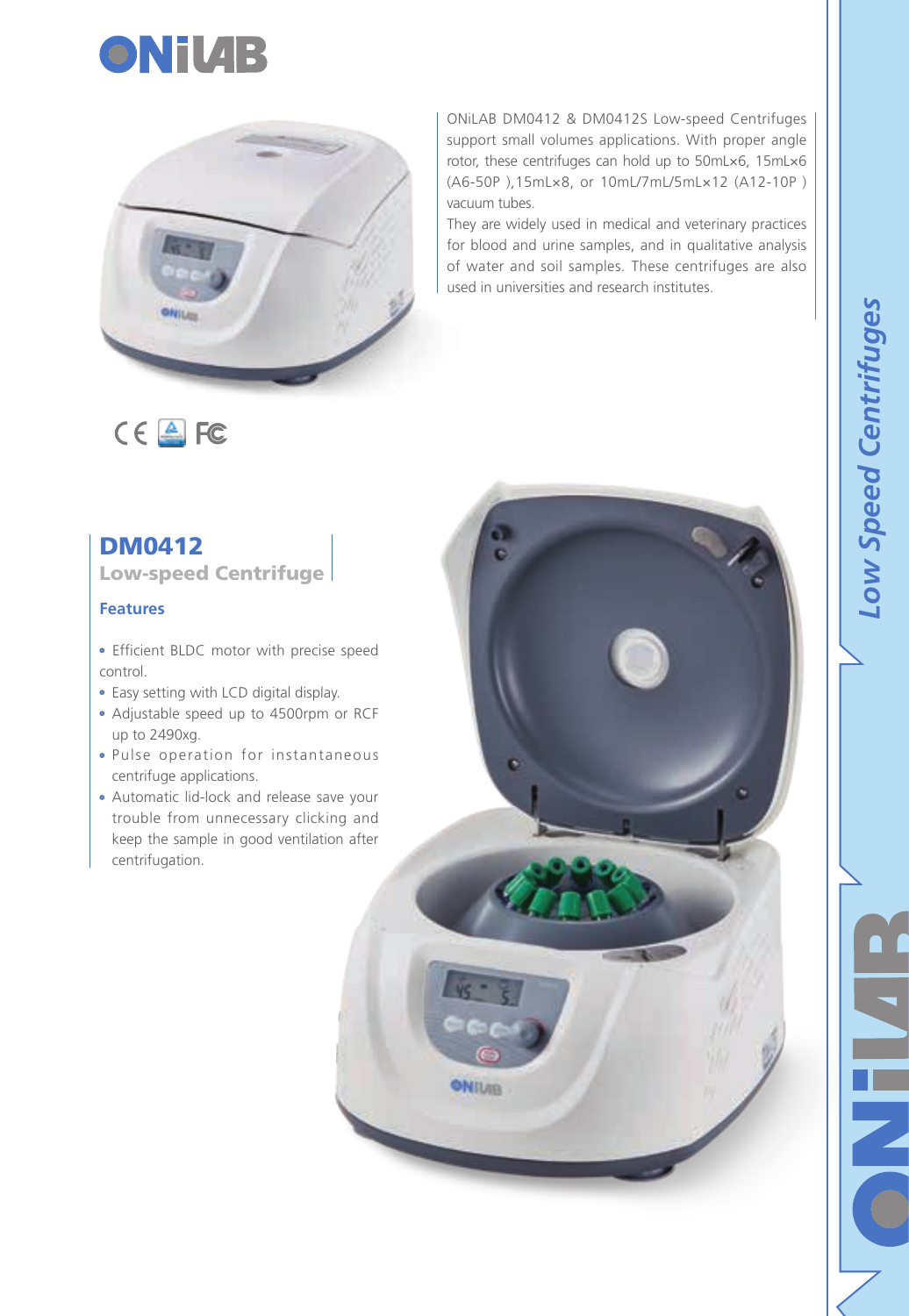ONiLAB DM0412 & DM0412S Low-speed Centrifuges support small volumes applications. With proper angle rotor, these centrifuges can hold up to 50mL×6, 15mL×6 (A6-50P ),15mL×8, or 10mL/7mL/5mL×12 (A12-10P ) vacuum tubes.

They are widely used in medical and veterinary practices for blood and urine samples, and in qualitative analysis of water and soil samples. These centrifuges are also used in universities and research institutes.

## DM0412

### Low-speed Centrifuge

#### Features

- Efficient BLDC motor with precise speed control.
- Easy setting with LCD digital display.
- Adjustable speed up to 4500rpm or RCF up to 2490xg.
- Pulse operation for instantaneous centrifuge applications.
- Automatic lid-lock and release save your trouble from unnecessary clicking and keep the sample in good ventilation after centrifugation.

*Low Speed Centrifuges*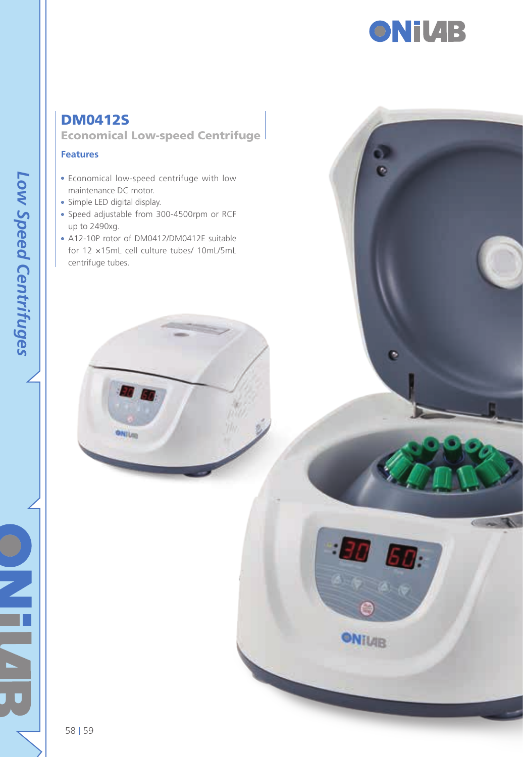## DM0412S

### Economical Low-speed Centrifuge

#### Features

- Economical low-speed centrifuge with low maintenance DC motor.
- Simple LED digital display.
- Speed adjustable from 300-4500rpm or RCF up to 2490xg.
- A12-10P rotor of DM0412/DM0412E suitable for 12 ×15mL cell culture tubes/ 10mL/5mL centrifuge tubes.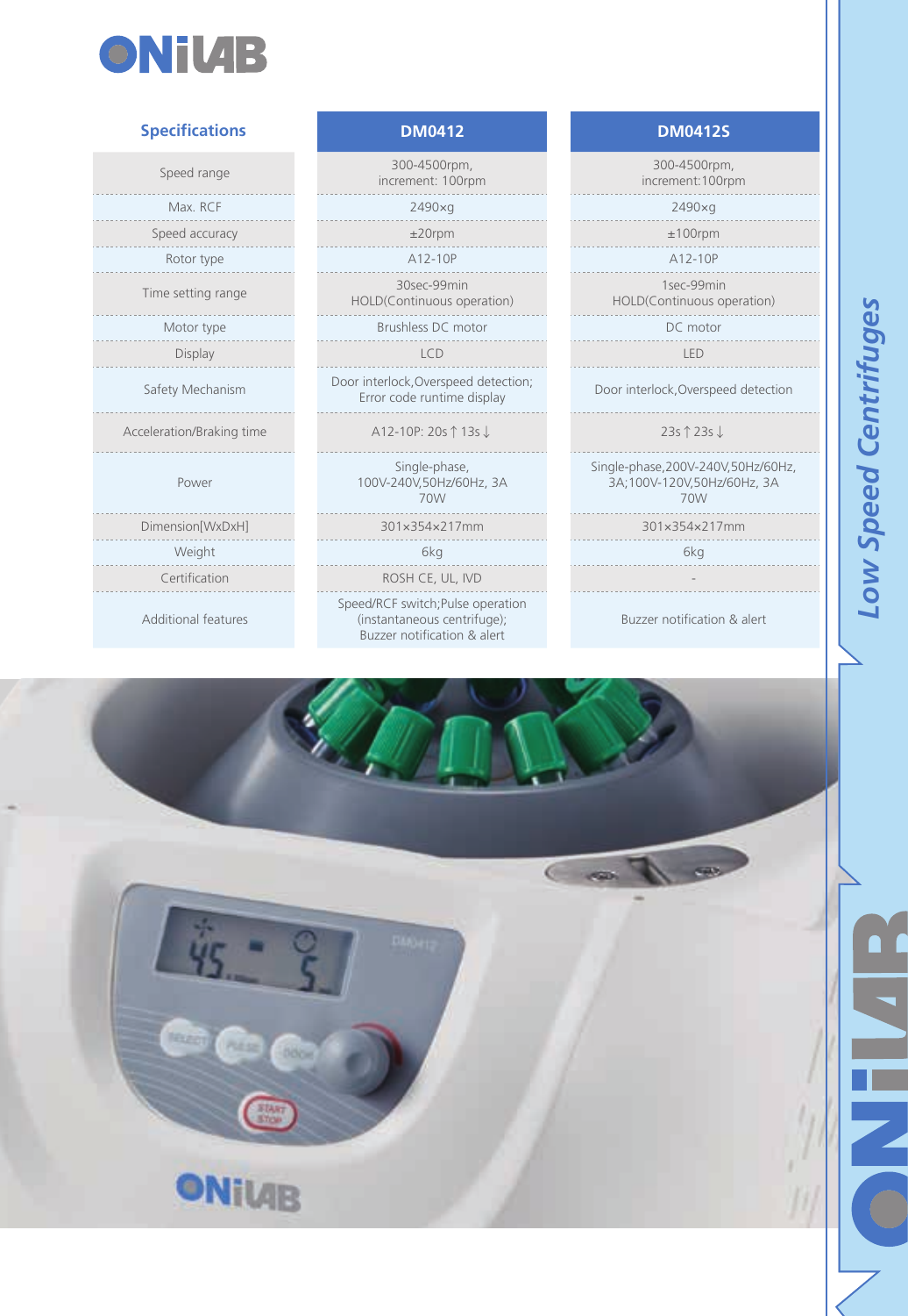| Specifications | DM0412 | DM0412S |
|---|---|---|
| Speed range | 300-4500rpm, increment: 100rpm | 300-4500rpm, increment:100rpm |
| Max. RCF | 2490×g | 2490×g |
| Speed accuracy | ±20rpm | ±100rpm |
| Rotor type | A12-10P | A12-10P |
| Time setting range | 30sec-99min HOLD(Continuous operation) | 1sec-99min HOLD(Continuous operation) |
| Motor type | Brushless DC motor | DC motor |
| Display | LCD | LED |
| Safety Mechanism | Door interlock,Overspeed detection; Error code runtime display | Door interlock,Overspeed detection |
| Acceleration/Braking time | A12-10P: 20s↑13s↓ | 23s↑23s↓ |
| Power | Single-phase, 100V-240V,50Hz/60Hz, 3A 70W | Single-phase,200V-240V,50Hz/60Hz, 3A;100V-120V,50Hz/60Hz, 3A 70W |
| Dimension[WxDxH] | 301×354×217mm | 301×354×217mm |
| Weight | 6kg | 6kg |
| Certification | ROSH CE, UL, IVD | - |
| Additional features | Speed/RCF switch;Pulse operation (instantaneous centrifuge); Buzzer notification & alert | Buzzer notification & alert |

*Low Speed Centrifuges*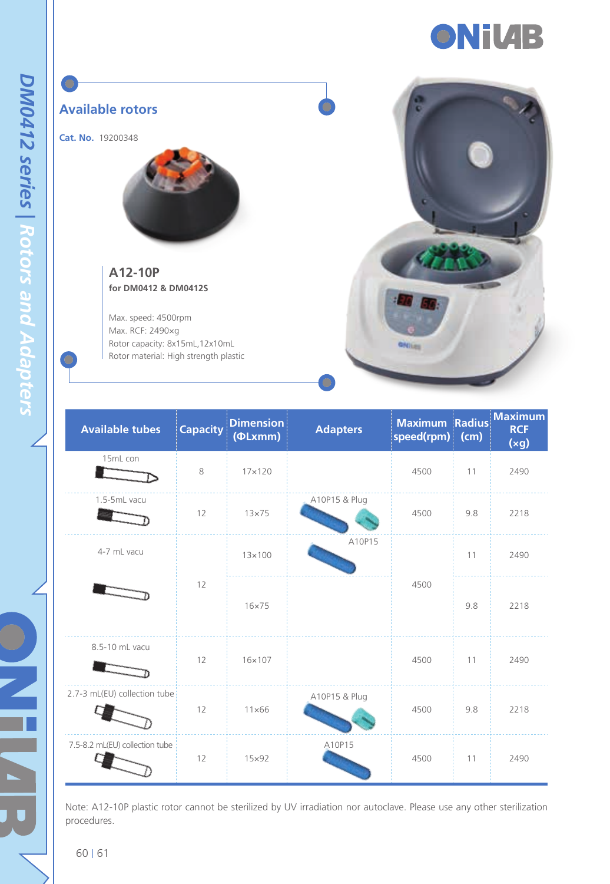## Available rotors

**Cat. No.** 19200348

### A12-10P

**for DM0412 & DM0412S**

Max. speed: 4500rpm
Max. RCF: 2490×g
Rotor capacity: 8x15mL,12x10mL
Rotor material: High strength plastic

| Available tubes | Capacity | Dimension (ΦLxmm) | Adapters | Maximum speed(rpm) | Radius (cm) | Maximum RCF (×g) |
|---|---|---|---|---|---|---|
| 15mL con | 8 | 17×120 | | 4500 | 11 | 2490 |
| 1.5-5mL vacu | 12 | 13×75 | A10P15 & Plug | 4500 | 9.8 | 2218 |
| 4-7 mL vacu | 12 | 13×100 | A10P15 | 4500 | 11 | 2490 |
| | | 16×75 | | | 9.8 | 2218 |
| 8.5-10 mL vacu | 12 | 16×107 | | 4500 | 11 | 2490 |
| 2.7-3 mL(EU) collection tube | 12 | 11×66 | A10P15 & Plug | 4500 | 9.8 | 2218 |
| 7.5-8.2 mL(EU) collection tube | 12 | 15×92 | A10P15 | 4500 | 11 | 2490 |

Note: A12-10P plastic rotor cannot be sterilized by UV irradiation nor autoclave. Please use any other sterilization procedures.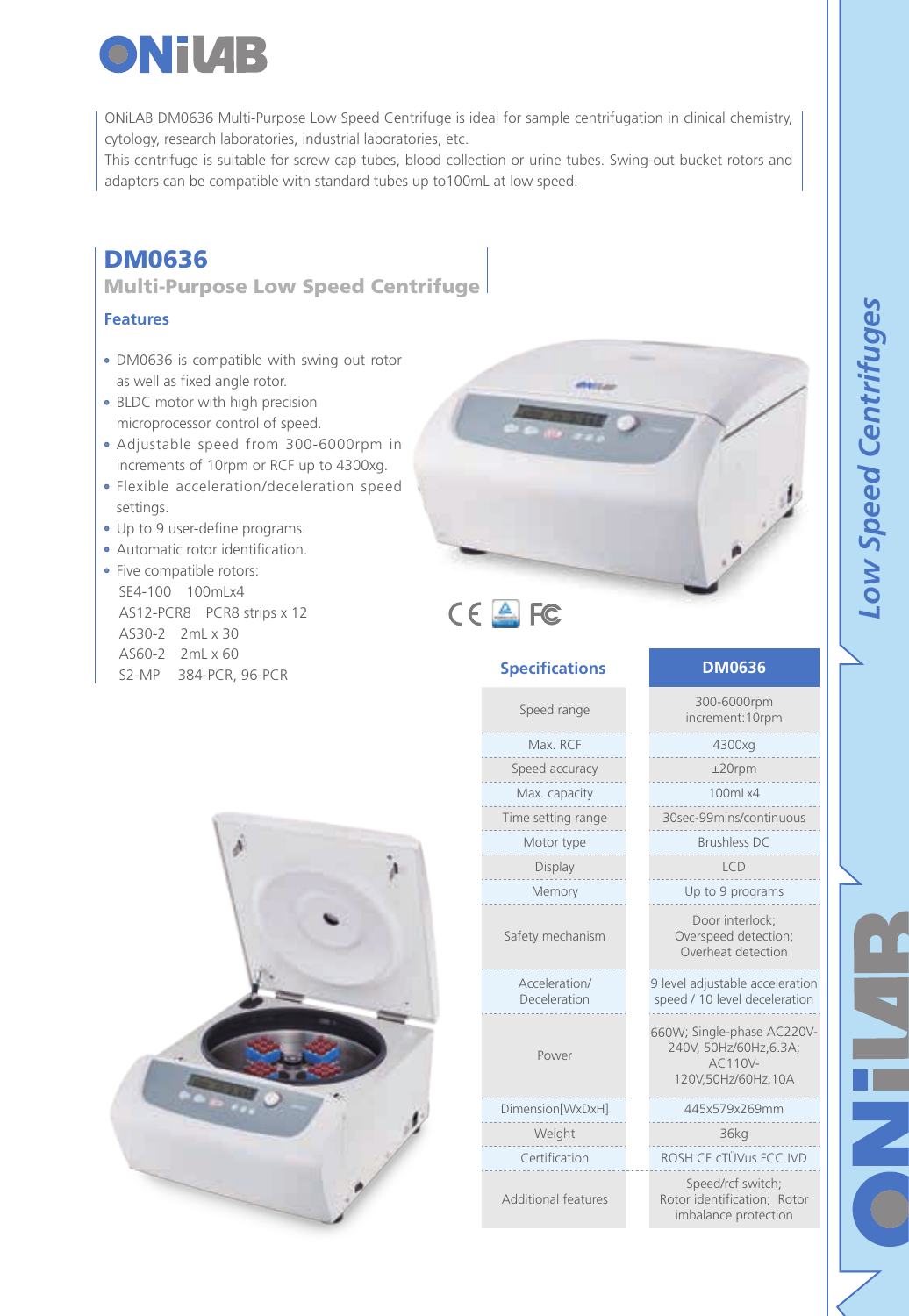ONiLAB DM0636 Multi-Purpose Low Speed Centrifuge is ideal for sample centrifugation in clinical chemistry, cytology, research laboratories, industrial laboratories, etc.
This centrifuge is suitable for screw cap tubes, blood collection or urine tubes. Swing-out bucket rotors and adapters can be compatible with standard tubes up to100mL at low speed.

## DM0636

### Multi-Purpose Low Speed Centrifuge

### Features

- DM0636 is compatible with swing out rotor as well as fixed angle rotor.
- BLDC motor with high precision microprocessor control of speed.
- Adjustable speed from 300-6000rpm in increments of 10rpm or RCF up to 4300xg.
- Flexible acceleration/deceleration speed settings.
- Up to 9 user-define programs.
- Automatic rotor identification.
- Five compatible rotors:
  SE4-100 100mLx4
  AS12-PCR8 PCR8 strips x 12
  AS30-2 2mL x 30
  AS60-2 2mL x 60
  S2-MP 384-PCR, 96-PCR

| Specifications | DM0636 |
|---|---|
| Speed range | 300-6000rpm increment:10rpm |
| Max. RCF | 4300xg |
| Speed accuracy | ±20rpm |
| Max. capacity | 100mLx4 |
| Time setting range | 30sec-99mins/continuous |
| Motor type | Brushless DC |
| Display | LCD |
| Memory | Up to 9 programs |
| Safety mechanism | Door interlock; Overspeed detection; Overheat detection |
| Acceleration/ Deceleration | 9 level adjustable acceleration speed / 10 level deceleration |
| Power | 660W; Single-phase AC220V-240V, 50Hz/60Hz,6.3A; AC110V-120V,50Hz/60Hz,10A |
| Dimension[WxDxH] | 445x579x269mm |
| Weight | 36kg |
| Certification | ROSH CE cTÜVus FCC IVD |
| Additional features | Speed/rcf switch; Rotor identification; Rotor imbalance protection |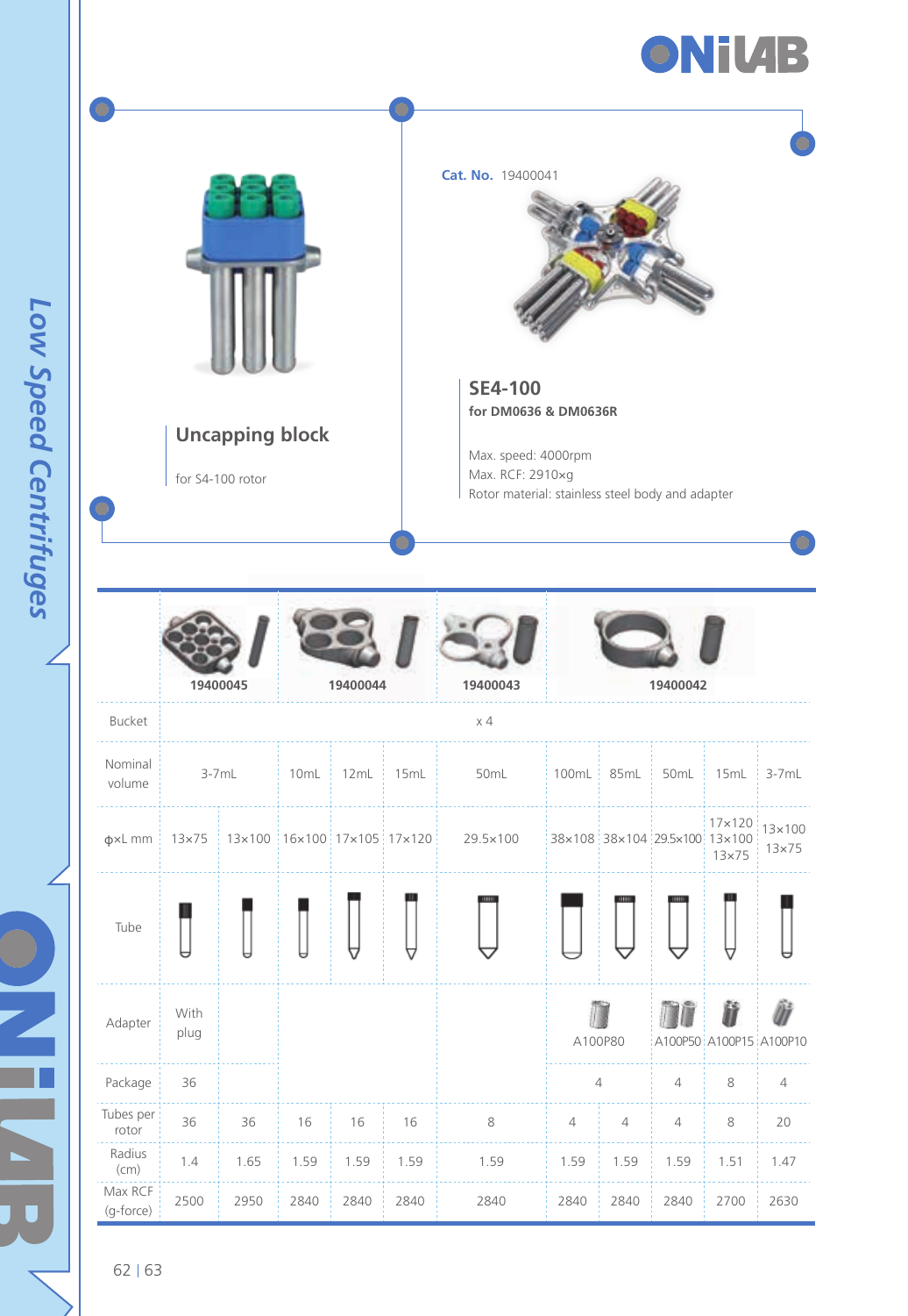## Uncapping block

for S4-100 rotor

**Cat. No.** 19400041

## SE4-100

**for DM0636 & DM0636R**

Max. speed: 4000rpm
Max. RCF: 2910×g
Rotor material: stainless steel body and adapter

| | 19400045 | | 19400044 | | | 19400043 | 19400042 | | | | |
|---|---|---|---|---|---|---|---|---|---|---|---|
| Bucket | x 4 | | | | | | | | | | |
| Nominal volume | 3-7mL | | 10mL | 12mL | 15mL | 50mL | 100mL | 85mL | 50mL | 15mL | 3-7mL |
| ϕ×L mm | 13×75 | 13×100 | 16×100 | 17×105 | 17×120 | 29.5×100 | 38×108 | 38×104 | 29.5×100 | 17×120 13×100 13×75 | 13×100 13×75 |
| Tube | | | | | | | | | | | |
| Adapter | With plug | | | | | | A100P80 | | A100P50 | A100P15 | A100P10 |
| Package | 36 | | | | | | 4 | | 4 | 8 | 4 |
| Tubes per rotor | 36 | 36 | 16 | 16 | 16 | 8 | 4 | 4 | 4 | 8 | 20 |
| Radius (cm) | 1.4 | 1.65 | 1.59 | 1.59 | 1.59 | 1.59 | 1.59 | 1.59 | 1.59 | 1.51 | 1.47 |
| Max RCF (g-force) | 2500 | 2950 | 2840 | 2840 | 2840 | 2840 | 2840 | 2840 | 2840 | 2700 | 2630 |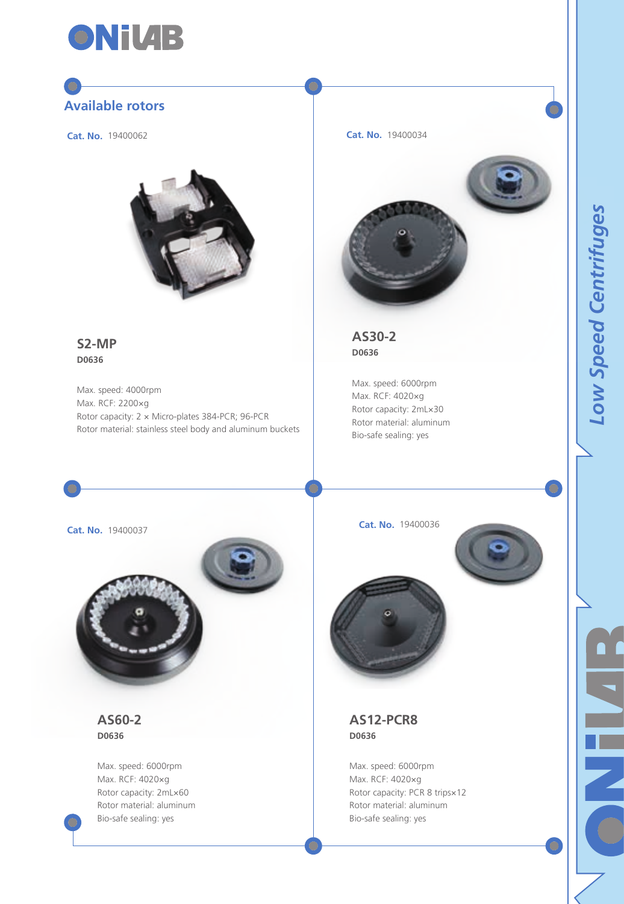## Available rotors

**Cat. No.** 19400062

### S2-MP

**D0636**

Max. speed: 4000rpm
Max. RCF: 2200×g
Rotor capacity: 2 × Micro-plates 384-PCR; 96-PCR
Rotor material: stainless steel body and aluminum buckets

**Cat. No.** 19400034

### AS30-2

**D0636**

Max. speed: 6000rpm
Max. RCF: 4020×g
Rotor capacity: 2mL×30
Rotor material: aluminum
Bio-safe sealing: yes

**Cat. No.** 19400037

### AS60-2

**D0636**

Max. speed: 6000rpm
Max. RCF: 4020×g
Rotor capacity: 2mL×60
Rotor material: aluminum
Bio-safe sealing: yes

**Cat. No.** 19400036

### AS12-PCR8

**D0636**

Max. speed: 6000rpm
Max. RCF: 4020×g
Rotor capacity: PCR 8 trips×12
Rotor material: aluminum
Bio-safe sealing: yes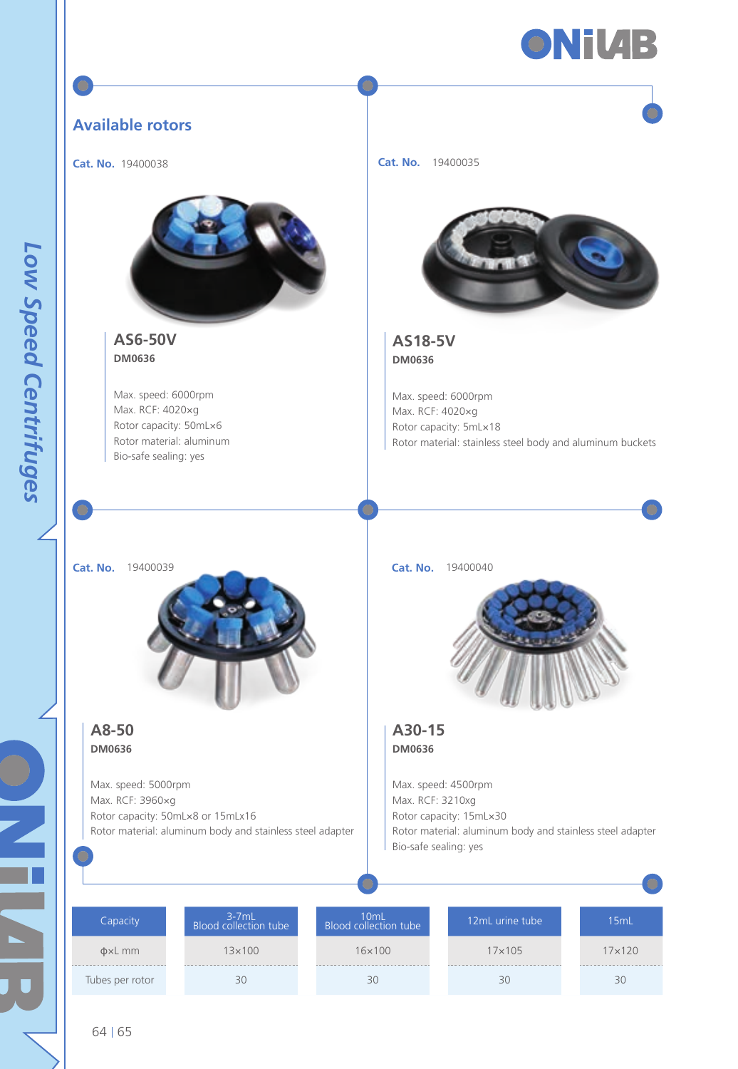## Available rotors

**Cat. No.** 19400038

### AS6-50V
**DM0636**

Max. speed: 6000rpm
Max. RCF: 4020×g
Rotor capacity: 50mL×6
Rotor material: aluminum
Bio-safe sealing: yes

**Cat. No.** 19400035

### AS18-5V
**DM0636**

Max. speed: 6000rpm
Max. RCF: 4020×g
Rotor capacity: 5mL×18
Rotor material: stainless steel body and aluminum buckets

**Cat. No.** 19400039

### A8-50
**DM0636**

Max. speed: 5000rpm
Max. RCF: 3960×g
Rotor capacity: 50mL×8 or 15mLx16
Rotor material: aluminum body and stainless steel adapter

**Cat. No.** 19400040

### A30-15
**DM0636**

Max. speed: 4500rpm
Max. RCF: 3210xg
Rotor capacity: 15mL×30
Rotor material: aluminum body and stainless steel adapter
Bio-safe sealing: yes

| Capacity | 3-7mL Blood collection tube | 10mL Blood collection tube | 12mL urine tube | 15mL |
| --- | --- | --- | --- | --- |
| ϕ×L mm | 13×100 | 16×100 | 17×105 | 17×120 |
| Tubes per rotor | 30 | 30 | 30 | 30 |